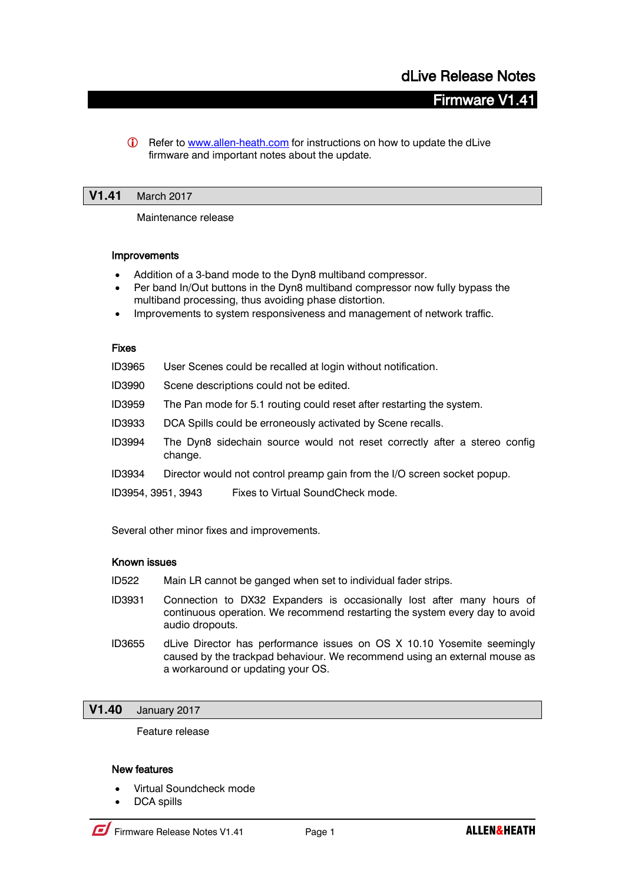# dLive Release Notes

## Firmware V1.41

ⓘ Refer to [www.allen-heath.com](http://www.allen-heath.com) for instructions on how to update the dLive firmware and important notes about the update.

## V1.41 March 2017

Maintenance release

### Improvements

- Addition of a 3-band mode to the Dyn8 multiband compressor.
- Per band In/Out buttons in the Dyn8 multiband compressor now fully bypass the multiband processing, thus avoiding phase distortion.
- Improvements to system responsiveness and management of network traffic.

### Fixes

ID3965 User Scenes could be recalled at login without notification.

ID3990 Scene descriptions could not be edited.

ID3959 The Pan mode for 5.1 routing could reset after restarting the system.

ID3933 DCA Spills could be erroneously activated by Scene recalls.

ID3994 The Dyn8 sidechain source would not reset correctly after a stereo config change.

ID3934 Director would not control preamp gain from the I/O screen socket popup.

ID3954, 3951, 3943 Fixes to Virtual SoundCheck mode.

Several other minor fixes and improvements.

### Known issues

ID522 Main LR cannot be ganged when set to individual fader strips.

ID3931 Connection to DX32 Expanders is occasionally lost after many hours of continuous operation. We recommend restarting the system every day to avoid audio dropouts.

ID3655 dLive Director has performance issues on OS X 10.10 Yosemite seemingly caused by the trackpad behaviour. We recommend using an external mouse as a workaround or updating your OS.

## V1.40 January 2017

Feature release

### New features

- Virtual Soundcheck mode
- DCA spills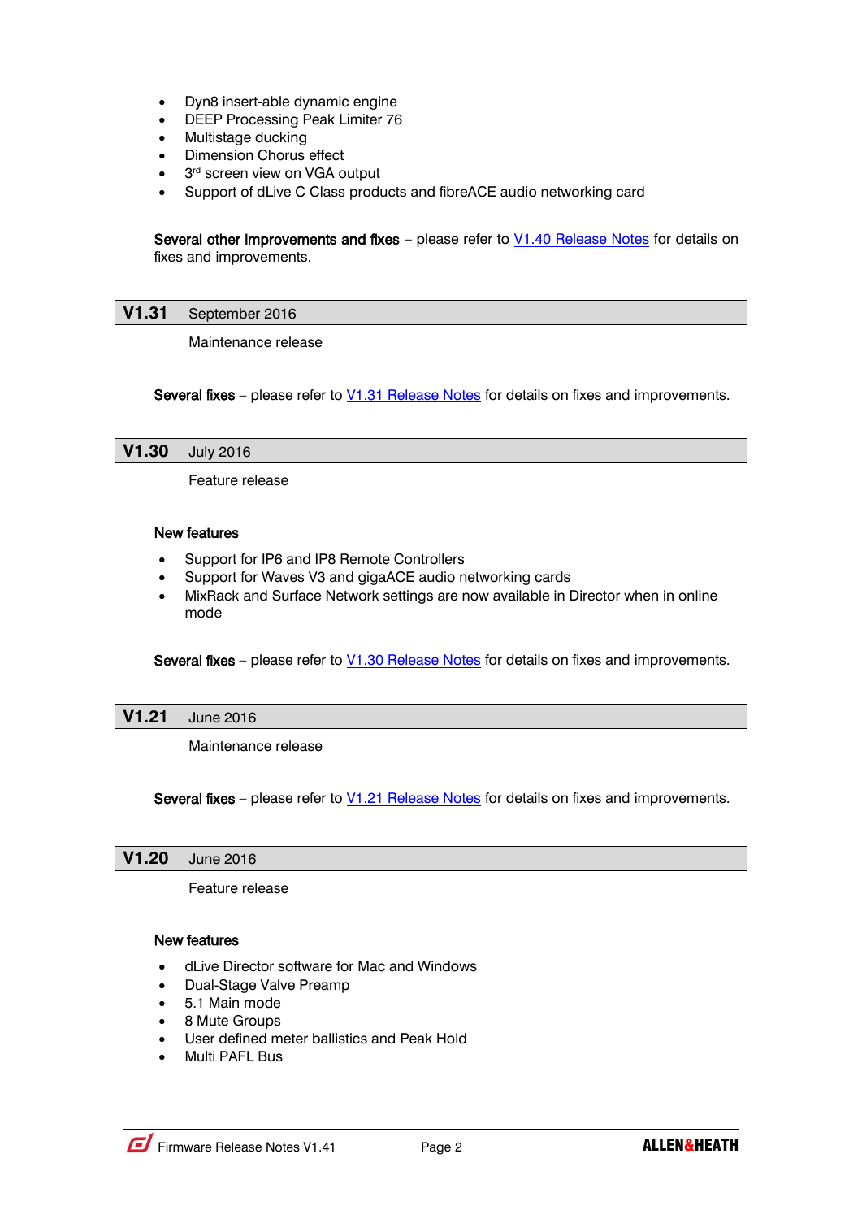- Dyn8 insert-able dynamic engine
- DEEP Processing Peak Limiter 76
- Multistage ducking
- Dimension Chorus effect
- 3rd screen view on VGA output
- Support of dLive C Class products and fibreACE audio networking card

**Several other improvements and fixes** – please refer to V1.40 Release Notes for details on fixes and improvements.

## V1.31 September 2016

Maintenance release

**Several fixes** – please refer to V1.31 Release Notes for details on fixes and improvements.

## V1.30 July 2016

Feature release

**New features**

- Support for IP6 and IP8 Remote Controllers
- Support for Waves V3 and gigaACE audio networking cards
- MixRack and Surface Network settings are now available in Director when in online mode

**Several fixes** – please refer to V1.30 Release Notes for details on fixes and improvements.

## V1.21 June 2016

Maintenance release

**Several fixes** – please refer to V1.21 Release Notes for details on fixes and improvements.

## V1.20 June 2016

Feature release

**New features**

- dLive Director software for Mac and Windows
- Dual-Stage Valve Preamp
- 5.1 Main mode
- 8 Mute Groups
- User defined meter ballistics and Peak Hold
- Multi PAFL Bus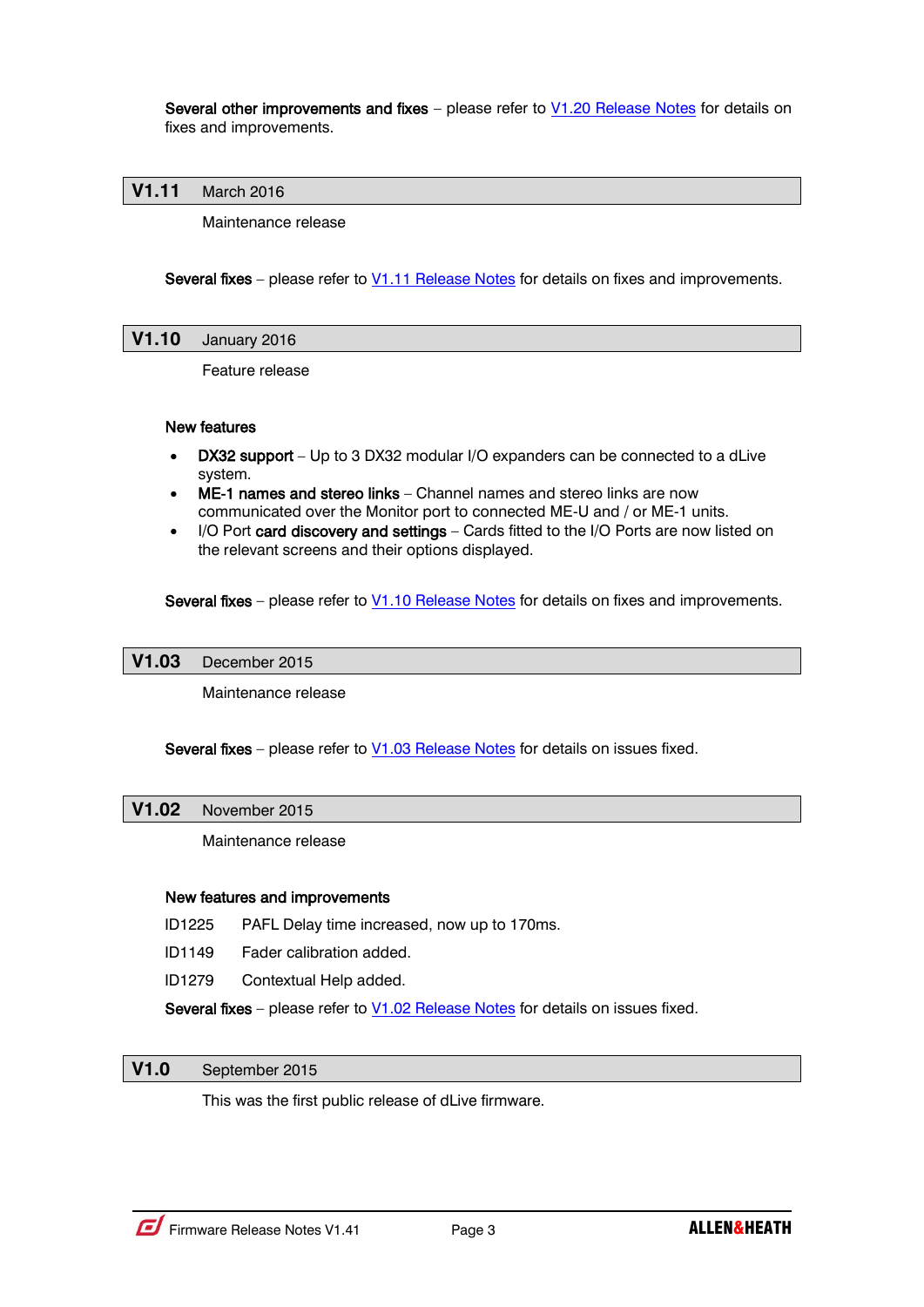**Several other improvements and fixes** – please refer to V1.20 Release Notes for details on fixes and improvements.

## V1.11 March 2016

Maintenance release

**Several fixes** – please refer to V1.11 Release Notes for details on fixes and improvements.

## V1.10 January 2016

Feature release

**New features**

- **DX32 support** – Up to 3 DX32 modular I/O expanders can be connected to a dLive system.
- **ME-1 names and stereo links** – Channel names and stereo links are now communicated over the Monitor port to connected ME-U and / or ME-1 units.
- I/O Port **card discovery and settings** – Cards fitted to the I/O Ports are now listed on the relevant screens and their options displayed.

**Several fixes** – please refer to V1.10 Release Notes for details on fixes and improvements.

## V1.03 December 2015

Maintenance release

**Several fixes** – please refer to V1.03 Release Notes for details on issues fixed.

## V1.02 November 2015

Maintenance release

**New features and improvements**

ID1225 PAFL Delay time increased, now up to 170ms.

ID1149 Fader calibration added.

ID1279 Contextual Help added.

**Several fixes** – please refer to V1.02 Release Notes for details on issues fixed.

## V1.0 September 2015

This was the first public release of dLive firmware.